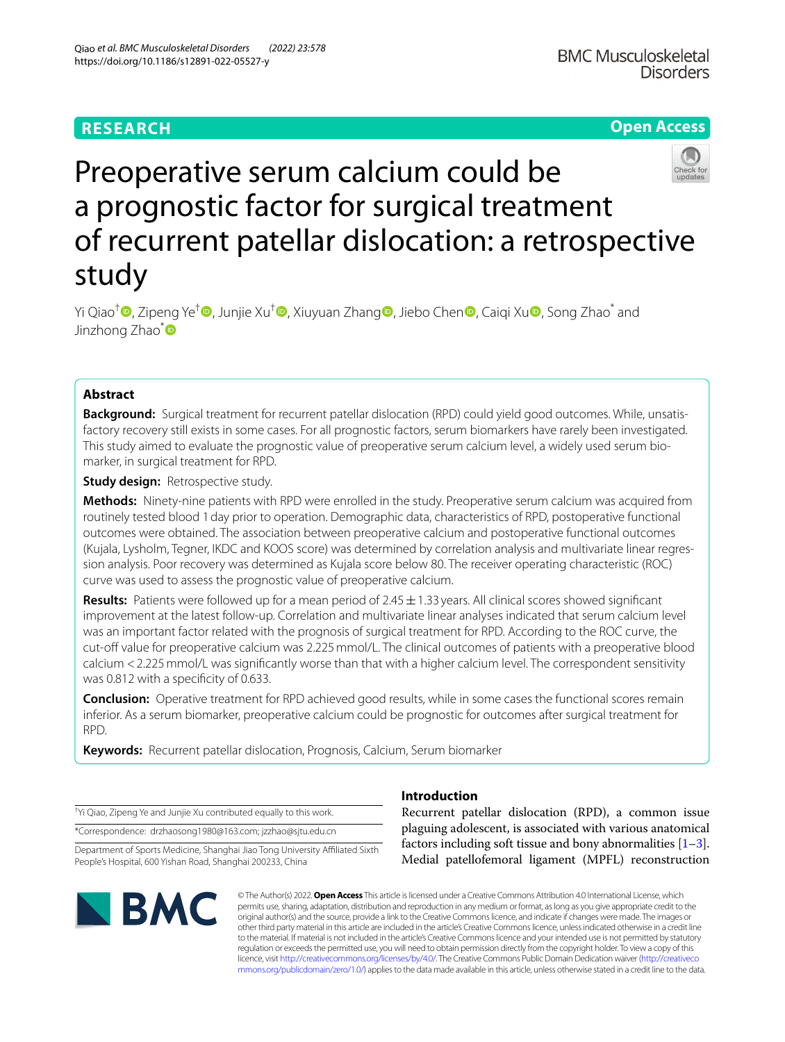# Preoperative serum calcium could be a prognostic factor for surgical treatment of recurrent patellar dislocation: a retrospective study

Yi Qiao[†], Zipeng Ye[†], Junjie Xu[†], Xiuyuan Zhang, Jiebo Chen, Caiqi Xu, Song Zhao[*] and Jinzhong Zhao[*]

## Abstract

**Background:** Surgical treatment for recurrent patellar dislocation (RPD) could yield good outcomes. While, unsatisfactory recovery still exists in some cases. For all prognostic factors, serum biomarkers have rarely been investigated. This study aimed to evaluate the prognostic value of preoperative serum calcium level, a widely used serum biomarker, in surgical treatment for RPD.

**Study design:** Retrospective study.

**Methods:** Ninety-nine patients with RPD were enrolled in the study. Preoperative serum calcium was acquired from routinely tested blood 1 day prior to operation. Demographic data, characteristics of RPD, postoperative functional outcomes were obtained. The association between preoperative calcium and postoperative functional outcomes (Kujala, Lysholm, Tegner, IKDC and KOOS score) was determined by correlation analysis and multivariate linear regression analysis. Poor recovery was determined as Kujala score below 80. The receiver operating characteristic (ROC) curve was used to assess the prognostic value of preoperative calcium.

**Results:** Patients were followed up for a mean period of $2.45 \pm 1.33$ years. All clinical scores showed significant improvement at the latest follow-up. Correlation and multivariate linear analyses indicated that serum calcium level was an important factor related with the prognosis of surgical treatment for RPD. According to the ROC curve, the cut-off value for preoperative calcium was 2.225 mmol/L. The clinical outcomes of patients with a preoperative blood calcium < 2.225 mmol/L was significantly worse than that with a higher calcium level. The correspondent sensitivity was 0.812 with a specificity of 0.633.

**Conclusion:** Operative treatment for RPD achieved good results, while in some cases the functional scores remain inferior. As a serum biomarker, preoperative calcium could be prognostic for outcomes after surgical treatment for RPD.

**Keywords:** Recurrent patellar dislocation, Prognosis, Calcium, Serum biomarker

[†]Yi Qiao, Zipeng Ye and Junjie Xu contributed equally to this work.

*Correspondence: drzhaosong1980@163.com; jzzhao@sjtu.edu.cn

Department of Sports Medicine, Shanghai Jiao Tong University Affiliated Sixth People's Hospital, 600 Yishan Road, Shanghai 200233, China

## Introduction

Recurrent patellar dislocation (RPD), a common issue plaguing adolescent, is associated with various anatomical factors including soft tissue and bony abnormalities [1–3]. Medial patellofemoral ligament (MPFL) reconstruction

© The Author(s) 2022. **Open Access** This article is licensed under a Creative Commons Attribution 4.0 International License, which permits use, sharing, adaptation, distribution and reproduction in any medium or format, as long as you give appropriate credit to the original author(s) and the source, provide a link to the Creative Commons licence, and indicate if changes were made. The images or other third party material in this article are included in the article's Creative Commons licence, unless indicated otherwise in a credit line to the material. If material is not included in the article's Creative Commons licence and your intended use is not permitted by statutory regulation or exceeds the permitted use, you will need to obtain permission directly from the copyright holder. To view a copy of this licence, visit http://creativecommons.org/licenses/by/4.0/. The Creative Commons Public Domain Dedication waiver (http://creativecommons.org/publicdomain/zero/1.0/) applies to the data made available in this article, unless otherwise stated in a credit line to the data.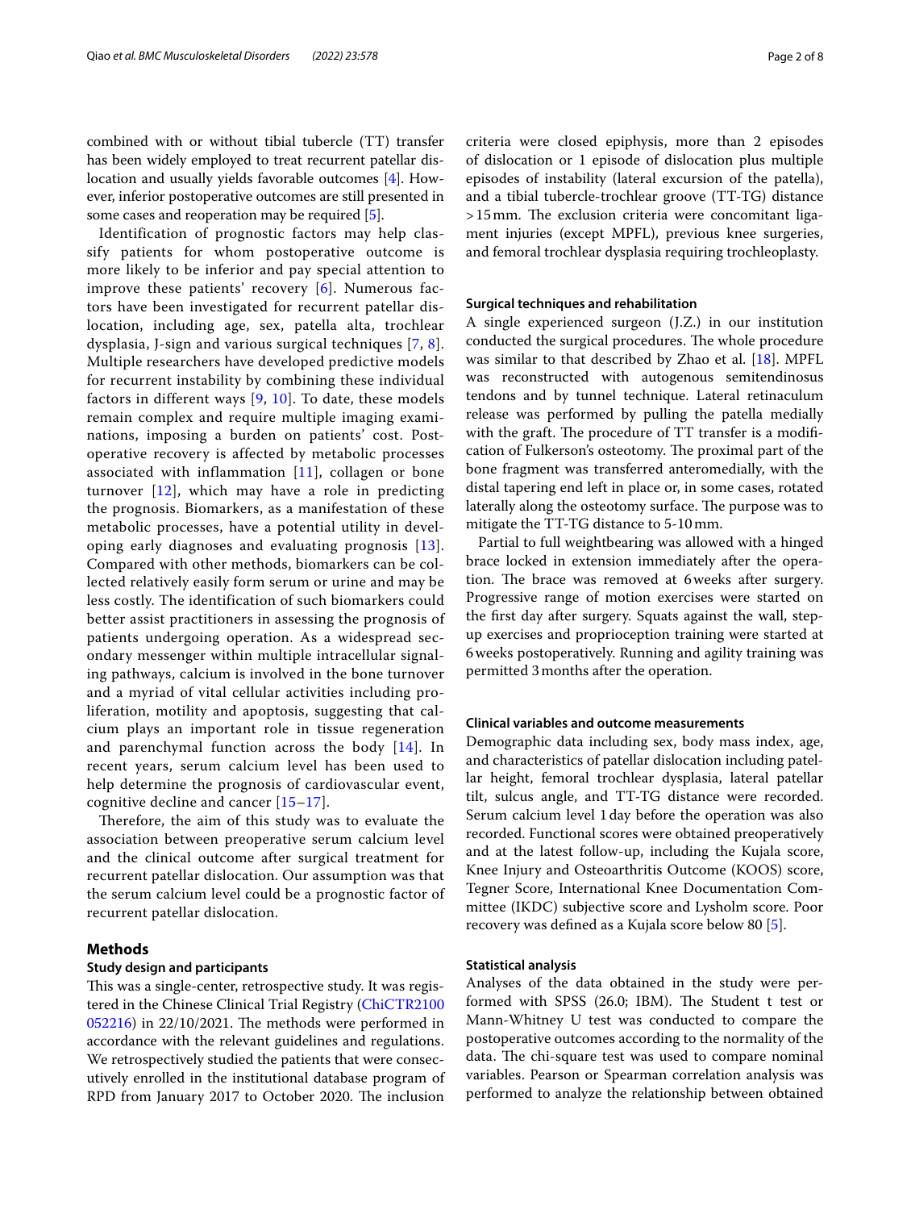combined with or without tibial tubercle (TT) transfer has been widely employed to treat recurrent patellar dislocation and usually yields favorable outcomes [4]. However, inferior postoperative outcomes are still presented in some cases and reoperation may be required [5].

Identification of prognostic factors may help classify patients for whom postoperative outcome is more likely to be inferior and pay special attention to improve these patients' recovery [6]. Numerous factors have been investigated for recurrent patellar dislocation, including age, sex, patella alta, trochlear dysplasia, J-sign and various surgical techniques [7, 8]. Multiple researchers have developed predictive models for recurrent instability by combining these individual factors in different ways [9, 10]. To date, these models remain complex and require multiple imaging examinations, imposing a burden on patients' cost. Postoperative recovery is affected by metabolic processes associated with inflammation [11], collagen or bone turnover [12], which may have a role in predicting the prognosis. Biomarkers, as a manifestation of these metabolic processes, have a potential utility in developing early diagnoses and evaluating prognosis [13]. Compared with other methods, biomarkers can be collected relatively easily form serum or urine and may be less costly. The identification of such biomarkers could better assist practitioners in assessing the prognosis of patients undergoing operation. As a widespread secondary messenger within multiple intracellular signaling pathways, calcium is involved in the bone turnover and a myriad of vital cellular activities including proliferation, motility and apoptosis, suggesting that calcium plays an important role in tissue regeneration and parenchymal function across the body [14]. In recent years, serum calcium level has been used to help determine the prognosis of cardiovascular event, cognitive decline and cancer [15–17].

Therefore, the aim of this study was to evaluate the association between preoperative serum calcium level and the clinical outcome after surgical treatment for recurrent patellar dislocation. Our assumption was that the serum calcium level could be a prognostic factor of recurrent patellar dislocation.

## Methods

### Study design and participants

This was a single-center, retrospective study. It was registered in the Chinese Clinical Trial Registry (ChiCTR2100052216) in 22/10/2021. The methods were performed in accordance with the relevant guidelines and regulations. We retrospectively studied the patients that were consecutively enrolled in the institutional database program of RPD from January 2017 to October 2020. The inclusion criteria were closed epiphysis, more than 2 episodes of dislocation or 1 episode of dislocation plus multiple episodes of instability (lateral excursion of the patella), and a tibial tubercle-trochlear groove (TT-TG) distance >15 mm. The exclusion criteria were concomitant ligament injuries (except MPFL), previous knee surgeries, and femoral trochlear dysplasia requiring trochleoplasty.

### Surgical techniques and rehabilitation

A single experienced surgeon (J.Z.) in our institution conducted the surgical procedures. The whole procedure was similar to that described by Zhao et al. [18]. MPFL was reconstructed with autogenous semitendinosus tendons and by tunnel technique. Lateral retinaculum release was performed by pulling the patella medially with the graft. The procedure of TT transfer is a modification of Fulkerson's osteotomy. The proximal part of the bone fragment was transferred anteromedially, with the distal tapering end left in place or, in some cases, rotated laterally along the osteotomy surface. The purpose was to mitigate the TT-TG distance to 5-10 mm.

Partial to full weightbearing was allowed with a hinged brace locked in extension immediately after the operation. The brace was removed at 6 weeks after surgery. Progressive range of motion exercises were started on the first day after surgery. Squats against the wall, step-up exercises and proprioception training were started at 6 weeks postoperatively. Running and agility training was permitted 3 months after the operation.

### Clinical variables and outcome measurements

Demographic data including sex, body mass index, age, and characteristics of patellar dislocation including patellar height, femoral trochlear dysplasia, lateral patellar tilt, sulcus angle, and TT-TG distance were recorded. Serum calcium level 1 day before the operation was also recorded. Functional scores were obtained preoperatively and at the latest follow-up, including the Kujala score, Knee Injury and Osteoarthritis Outcome (KOOS) score, Tegner Score, International Knee Documentation Committee (IKDC) subjective score and Lysholm score. Poor recovery was defined as a Kujala score below 80 [5].

### Statistical analysis

Analyses of the data obtained in the study were performed with SPSS (26.0; IBM). The Student t test or Mann-Whitney U test was conducted to compare the postoperative outcomes according to the normality of the data. The chi-square test was used to compare nominal variables. Pearson or Spearman correlation analysis was performed to analyze the relationship between obtained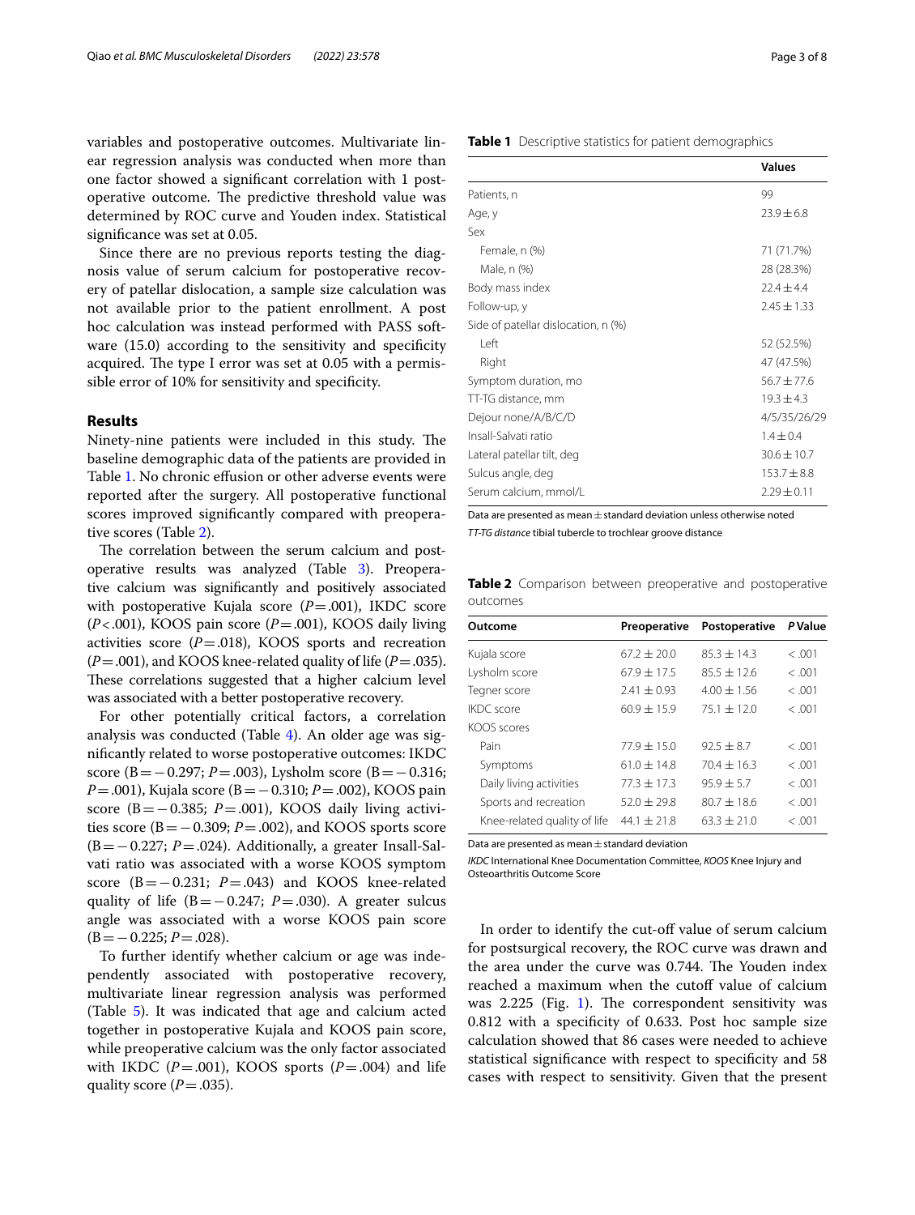variables and postoperative outcomes. Multivariate linear regression analysis was conducted when more than one factor showed a significant correlation with 1 postoperative outcome. The predictive threshold value was determined by ROC curve and Youden index. Statistical significance was set at 0.05.

Since there are no previous reports testing the diagnosis value of serum calcium for postoperative recovery of patellar dislocation, a sample size calculation was not available prior to the patient enrollment. A post hoc calculation was instead performed with PASS software (15.0) according to the sensitivity and specificity acquired. The type I error was set at 0.05 with a permissible error of 10% for sensitivity and specificity.

## Results

Ninety-nine patients were included in this study. The baseline demographic data of the patients are provided in Table 1. No chronic effusion or other adverse events were reported after the surgery. All postoperative functional scores improved significantly compared with preoperative scores (Table 2).

The correlation between the serum calcium and postoperative results was analyzed (Table 3). Preoperative calcium was significantly and positively associated with postoperative Kujala score ($P=.001$), IKDC score ($P<.001$), KOOS pain score ($P=.001$), KOOS daily living activities score ($P=.018$), KOOS sports and recreation ($P=.001$), and KOOS knee-related quality of life ($P=.035$). These correlations suggested that a higher calcium level was associated with a better postoperative recovery.

For other potentially critical factors, a correlation analysis was conducted (Table 4). An older age was significantly related to worse postoperative outcomes: IKDC score ($B=-0.297$; $P=.003$), Lysholm score ($B=-0.316$; $P=.001$), Kujala score ($B=-0.310$; $P=.002$), KOOS pain score ($B=-0.385$; $P=.001$), KOOS daily living activities score ($B=-0.309$; $P=.002$), and KOOS sports score ($B=-0.227$; $P=.024$). Additionally, a greater Insall-Salvati ratio was associated with a worse KOOS symptom score ($B=-0.231$; $P=.043$) and KOOS knee-related quality of life ($B=-0.247$; $P=.030$). A greater sulcus angle was associated with a worse KOOS pain score ($B=-0.225$; $P=.028$).

To further identify whether calcium or age was independently associated with postoperative recovery, multivariate linear regression analysis was performed (Table 5). It was indicated that age and calcium acted together in postoperative Kujala and KOOS pain score, while preoperative calcium was the only factor associated with IKDC ($P=.001$), KOOS sports ($P=.004$) and life quality score ($P=.035$).

**Table 1** Descriptive statistics for patient demographics

| | Values |
|---|---|
| Patients, n | 99 |
| Age, y | 23.9 ± 6.8 |
| Sex | |
| Female, n (%) | 71 (71.7%) |
| Male, n (%) | 28 (28.3%) |
| Body mass index | 22.4 ± 4.4 |
| Follow-up, y | 2.45 ± 1.33 |
| Side of patellar dislocation, n (%) | |
| Left | 52 (52.5%) |
| Right | 47 (47.5%) |
| Symptom duration, mo | 56.7 ± 77.6 |
| TT-TG distance, mm | 19.3 ± 4.3 |
| Dejour none/A/B/C/D | 4/5/35/26/29 |
| Insall-Salvati ratio | 1.4 ± 0.4 |
| Lateral patellar tilt, deg | 30.6 ± 10.7 |
| Sulcus angle, deg | 153.7 ± 8.8 |
| Serum calcium, mmol/L | 2.29 ± 0.11 |

Data are presented as mean ± standard deviation unless otherwise noted

*TT-TG distance* tibial tubercle to trochlear groove distance

**Table 2** Comparison between preoperative and postoperative outcomes

| Outcome | Preoperative | Postoperative | *P* Value |
|---|---|---|---|
| Kujala score | 67.2 ± 20.0 | 85.3 ± 14.3 | < .001 |
| Lysholm score | 67.9 ± 17.5 | 85.5 ± 12.6 | < .001 |
| Tegner score | 2.41 ± 0.93 | 4.00 ± 1.56 | < .001 |
| IKDC score | 60.9 ± 15.9 | 75.1 ± 12.0 | < .001 |
| KOOS scores | | | |
| Pain | 77.9 ± 15.0 | 92.5 ± 8.7 | < .001 |
| Symptoms | 61.0 ± 14.8 | 70.4 ± 16.3 | < .001 |
| Daily living activities | 77.3 ± 17.3 | 95.9 ± 5.7 | < .001 |
| Sports and recreation | 52.0 ± 29.8 | 80.7 ± 18.6 | < .001 |
| Knee-related quality of life | 44.1 ± 21.8 | 63.3 ± 21.0 | < .001 |

Data are presented as mean ± standard deviation

*IKDC* International Knee Documentation Committee, *KOOS* Knee Injury and Osteoarthritis Outcome Score

In order to identify the cut-off value of serum calcium for postsurgical recovery, the ROC curve was drawn and the area under the curve was 0.744. The Youden index reached a maximum when the cutoff value of calcium was 2.225 (Fig. 1). The correspondent sensitivity was 0.812 with a specificity of 0.633. Post hoc sample size calculation showed that 86 cases were needed to achieve statistical significance with respect to specificity and 58 cases with respect to sensitivity. Given that the present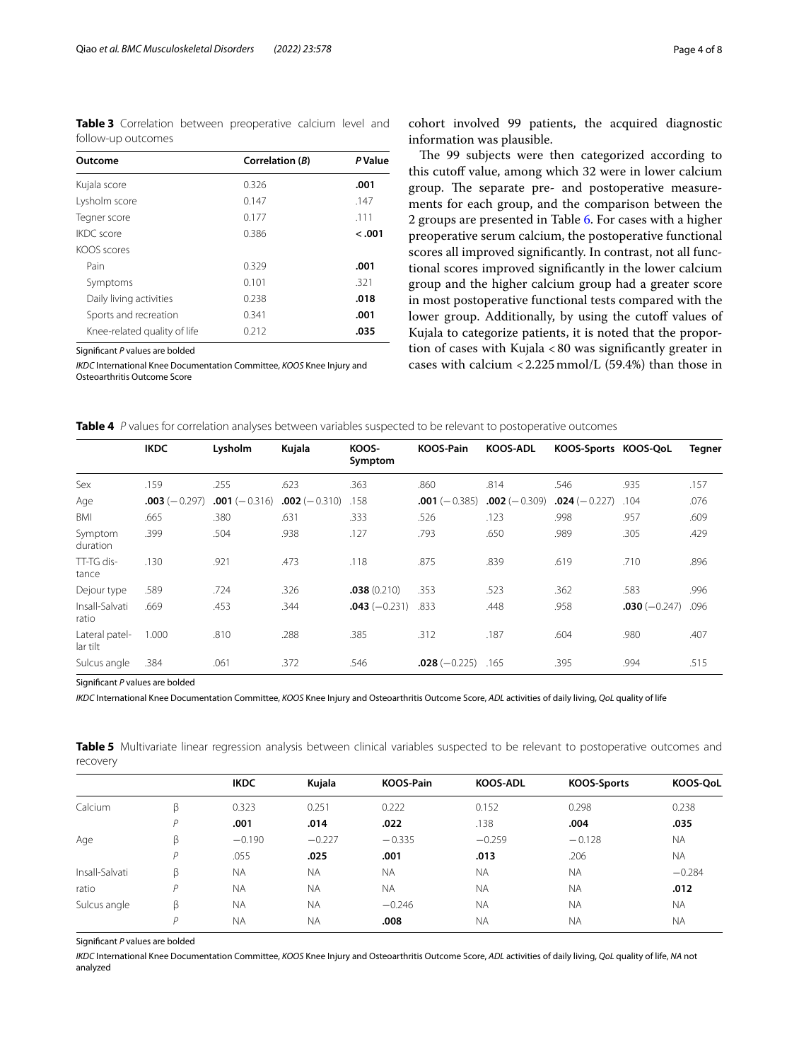**Table 3** Correlation between preoperative calcium level and follow-up outcomes

| Outcome | Correlation (*B*) | *P* Value |
|---|---|---|
| Kujala score | 0.326 | **.001** |
| Lysholm score | 0.147 | .147 |
| Tegner score | 0.177 | .111 |
| IKDC score | 0.386 | **< .001** |
| KOOS scores | | |
| Pain | 0.329 | **.001** |
| Symptoms | 0.101 | .321 |
| Daily living activities | 0.238 | **.018** |
| Sports and recreation | 0.341 | **.001** |
| Knee-related quality of life | 0.212 | **.035** |

Significant *P* values are bolded

*IKDC* International Knee Documentation Committee, *KOOS* Knee Injury and Osteoarthritis Outcome Score

cohort involved 99 patients, the acquired diagnostic information was plausible.

The 99 subjects were then categorized according to this cutoff value, among which 32 were in lower calcium group. The separate pre- and postoperative measurements for each group, and the comparison between the 2 groups are presented in Table 6. For cases with a higher preoperative serum calcium, the postoperative functional scores all improved significantly. In contrast, not all functional scores improved significantly in the lower calcium group and the higher calcium group had a greater score in most postoperative functional tests compared with the lower group. Additionally, by using the cutoff values of Kujala to categorize patients, it is noted that the proportion of cases with Kujala < 80 was significantly greater in cases with calcium < 2.225 mmol/L (59.4%) than those in

**Table 4** *P* values for correlation analyses between variables suspected to be relevant to postoperative outcomes

| | IKDC | Lysholm | Kujala | KOOS-Symptom | KOOS-Pain | KOOS-ADL | KOOS-Sports | KOOS-QoL | Tegner |
|---|---|---|---|---|---|---|---|---|---|
| Sex | .159 | .255 | .623 | .363 | .860 | .814 | .546 | .935 | .157 |
| Age | **.003** (− 0.297) | **.001** (− 0.316) | **.002** (− 0.310) | .158 | **.001** (− 0.385) | **.002** (− 0.309) | **.024** (− 0.227) | .104 | .076 |
| BMI | .665 | .380 | .631 | .333 | .526 | .123 | .998 | .957 | .609 |
| Symptom duration | .399 | .504 | .938 | .127 | .793 | .650 | .989 | .305 | .429 |
| TT-TG distance | .130 | .921 | .473 | .118 | .875 | .839 | .619 | .710 | .896 |
| Dejour type | .589 | .724 | .326 | **.038** (0.210) | .353 | .523 | .362 | .583 | .996 |
| Insall-Salvati ratio | .669 | .453 | .344 | **.043** (−0.231) | .833 | .448 | .958 | **.030** (−0.247) | .096 |
| Lateral patellar tilt | 1.000 | .810 | .288 | .385 | .312 | .187 | .604 | .980 | .407 |
| Sulcus angle | .384 | .061 | .372 | .546 | **.028** (−0.225) | .165 | .395 | .994 | .515 |

Significant *P* values are bolded

*IKDC* International Knee Documentation Committee, *KOOS* Knee Injury and Osteoarthritis Outcome Score, *ADL* activities of daily living, *QoL* quality of life

**Table 5** Multivariate linear regression analysis between clinical variables suspected to be relevant to postoperative outcomes and recovery

| | | IKDC | Kujala | KOOS-Pain | KOOS-ADL | KOOS-Sports | KOOS-QoL |
|---|---|---|---|---|---|---|---|
| Calcium | β | 0.323 | 0.251 | 0.222 | 0.152 | 0.298 | 0.238 |
| | *P* | **.001** | **.014** | **.022** | .138 | **.004** | **.035** |
| Age | β | −0.190 | −0.227 | −0.335 | −0.259 | −0.128 | NA |
| | *P* | .055 | **.025** | **.001** | **.013** | .206 | NA |
| Insall-Salvati ratio | β | NA | NA | NA | NA | NA | −0.284 |
| | *P* | NA | NA | NA | NA | NA | **.012** |
| Sulcus angle | β | NA | NA | −0.246 | NA | NA | NA |
| | *P* | NA | NA | **.008** | NA | NA | NA |

Significant *P* values are bolded

*IKDC* International Knee Documentation Committee, *KOOS* Knee Injury and Osteoarthritis Outcome Score, *ADL* activities of daily living, *QoL* quality of life, *NA* not analyzed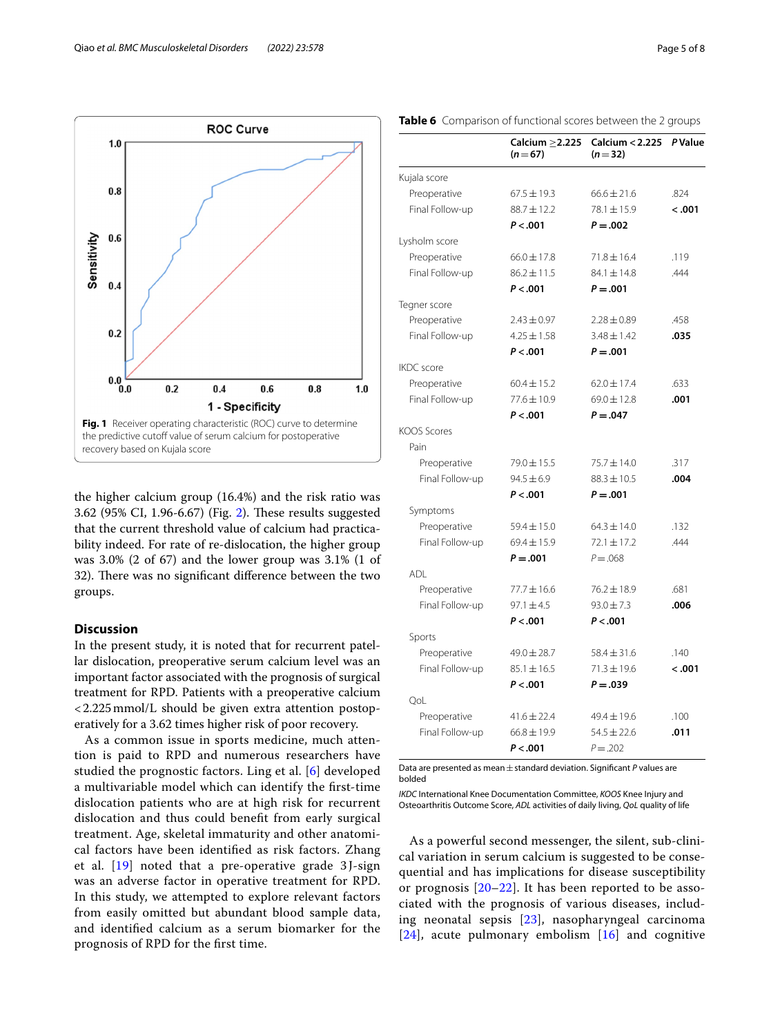Fig. 1 Receiver operating characteristic (ROC) curve to determine the predictive cutoff value of serum calcium for postoperative recovery based on Kujala score

the higher calcium group (16.4%) and the risk ratio was 3.62 (95% CI, 1.96-6.67) (Fig. 2). These results suggested that the current threshold value of calcium had practicability indeed. For rate of re-dislocation, the higher group was 3.0% (2 of 67) and the lower group was 3.1% (1 of 32). There was no significant difference between the two groups.

## Discussion

In the present study, it is noted that for recurrent patellar dislocation, preoperative serum calcium level was an important factor associated with the prognosis of surgical treatment for RPD. Patients with a preoperative calcium < 2.225 mmol/L should be given extra attention postoperatively for a 3.62 times higher risk of poor recovery.

As a common issue in sports medicine, much attention is paid to RPD and numerous researchers have studied the prognostic factors. Ling et al. [6] developed a multivariable model which can identify the first-time dislocation patients who are at high risk for recurrent dislocation and thus could benefit from early surgical treatment. Age, skeletal immaturity and other anatomical factors have been identified as risk factors. Zhang et al. [19] noted that a pre-operative grade 3J-sign was an adverse factor in operative treatment for RPD. In this study, we attempted to explore relevant factors from easily omitted but abundant blood sample data, and identified calcium as a serum biomarker for the prognosis of RPD for the first time.

**Table 6** Comparison of functional scores between the 2 groups

| | Calcium ≥2.225 (n = 67) | Calcium < 2.225 (n = 32) | P Value |
|---|---|---|---|
| Kujala score | | | |
| Preoperative | 67.5 ± 19.3 | 66.6 ± 21.6 | .824 |
| Final Follow-up | 88.7 ± 12.2 | 78.1 ± 15.9 | **< .001** |
| | **P < .001** | **P = .002** | |
| Lysholm score | | | |
| Preoperative | 66.0 ± 17.8 | 71.8 ± 16.4 | .119 |
| Final Follow-up | 86.2 ± 11.5 | 84.1 ± 14.8 | .444 |
| | **P < .001** | **P = .001** | |
| Tegner score | | | |
| Preoperative | 2.43 ± 0.97 | 2.28 ± 0.89 | .458 |
| Final Follow-up | 4.25 ± 1.58 | 3.48 ± 1.42 | **.035** |
| | **P < .001** | **P = .001** | |
| IKDC score | | | |
| Preoperative | 60.4 ± 15.2 | 62.0 ± 17.4 | .633 |
| Final Follow-up | 77.6 ± 10.9 | 69.0 ± 12.8 | **.001** |
| | **P < .001** | **P = .047** | |
| KOOS Scores | | | |
| Pain | | | |
| Preoperative | 79.0 ± 15.5 | 75.7 ± 14.0 | .317 |
| Final Follow-up | 94.5 ± 6.9 | 88.3 ± 10.5 | **.004** |
| | **P < .001** | **P = .001** | |
| Symptoms | | | |
| Preoperative | 59.4 ± 15.0 | 64.3 ± 14.0 | .132 |
| Final Follow-up | 69.4 ± 15.9 | 72.1 ± 17.2 | .444 |
| | **P = .001** | P = .068 | |
| ADL | | | |
| Preoperative | 77.7 ± 16.6 | 76.2 ± 18.9 | .681 |
| Final Follow-up | 97.1 ± 4.5 | 93.0 ± 7.3 | **.006** |
| | **P < .001** | **P < .001** | |
| Sports | | | |
| Preoperative | 49.0 ± 28.7 | 58.4 ± 31.6 | .140 |
| Final Follow-up | 85.1 ± 16.5 | 71.3 ± 19.6 | **< .001** |
| | **P < .001** | **P = .039** | |
| QoL | | | |
| Preoperative | 41.6 ± 22.4 | 49.4 ± 19.6 | .100 |
| Final Follow-up | 66.8 ± 19.9 | 54.5 ± 22.6 | **.011** |
| | **P < .001** | P = .202 | |

Data are presented as mean ± standard deviation. Significant *P* values are bolded

*IKDC* International Knee Documentation Committee, *KOOS* Knee Injury and Osteoarthritis Outcome Score, *ADL* activities of daily living, *QoL* quality of life

As a powerful second messenger, the silent, sub-clinical variation in serum calcium is suggested to be consequential and has implications for disease susceptibility or prognosis [20–22]. It has been reported to be associated with the prognosis of various diseases, including neonatal sepsis [23], nasopharyngeal carcinoma [24], acute pulmonary embolism [16] and cognitive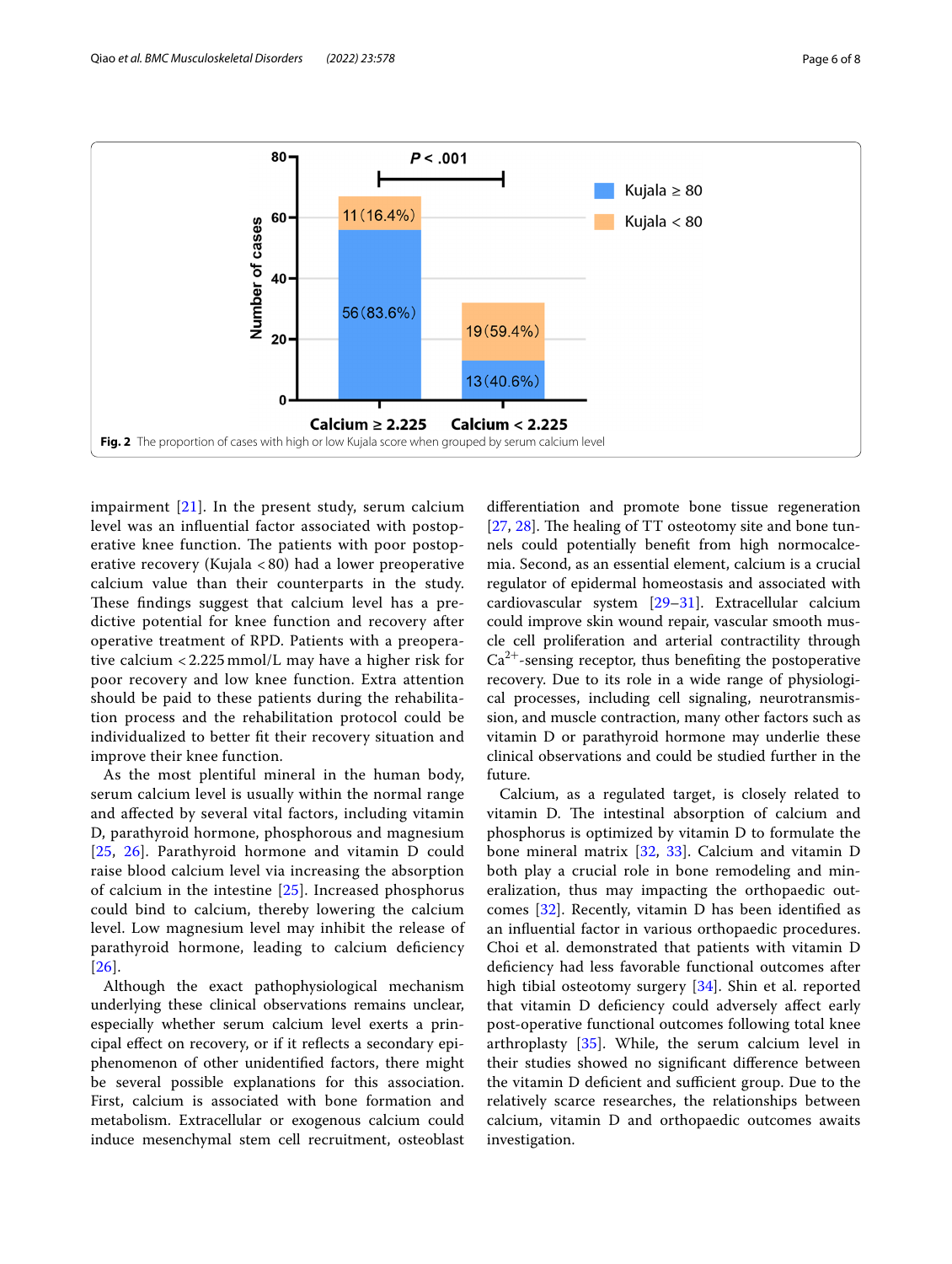**Fig. 2** The proportion of cases with high or low Kujala score when grouped by serum calcium level

impairment [21]. In the present study, serum calcium level was an influential factor associated with postoperative knee function. The patients with poor postoperative recovery (Kujala < 80) had a lower preoperative calcium value than their counterparts in the study. These findings suggest that calcium level has a predictive potential for knee function and recovery after operative treatment of RPD. Patients with a preoperative calcium < 2.225 mmol/L may have a higher risk for poor recovery and low knee function. Extra attention should be paid to these patients during the rehabilitation process and the rehabilitation protocol could be individualized to better fit their recovery situation and improve their knee function.

As the most plentiful mineral in the human body, serum calcium level is usually within the normal range and affected by several vital factors, including vitamin D, parathyroid hormone, phosphorous and magnesium [25, 26]. Parathyroid hormone and vitamin D could raise blood calcium level via increasing the absorption of calcium in the intestine [25]. Increased phosphorus could bind to calcium, thereby lowering the calcium level. Low magnesium level may inhibit the release of parathyroid hormone, leading to calcium deficiency [26].

Although the exact pathophysiological mechanism underlying these clinical observations remains unclear, especially whether serum calcium level exerts a principal effect on recovery, or if it reflects a secondary epiphenomenon of other unidentified factors, there might be several possible explanations for this association. First, calcium is associated with bone formation and metabolism. Extracellular or exogenous calcium could induce mesenchymal stem cell recruitment, osteoblast differentiation and promote bone tissue regeneration [27, 28]. The healing of TT osteotomy site and bone tunnels could potentially benefit from high normocalcemia. Second, as an essential element, calcium is a crucial regulator of epidermal homeostasis and associated with cardiovascular system [29–31]. Extracellular calcium could improve skin wound repair, vascular smooth muscle cell proliferation and arterial contractility through $Ca^{2+}$-sensing receptor, thus benefiting the postoperative recovery. Due to its role in a wide range of physiological processes, including cell signaling, neurotransmission, and muscle contraction, many other factors such as vitamin D or parathyroid hormone may underlie these clinical observations and could be studied further in the future.

Calcium, as a regulated target, is closely related to vitamin D. The intestinal absorption of calcium and phosphorus is optimized by vitamin D to formulate the bone mineral matrix [32, 33]. Calcium and vitamin D both play a crucial role in bone remodeling and mineralization, thus may impacting the orthopaedic outcomes [32]. Recently, vitamin D has been identified as an influential factor in various orthopaedic procedures. Choi et al. demonstrated that patients with vitamin D deficiency had less favorable functional outcomes after high tibial osteotomy surgery [34]. Shin et al. reported that vitamin D deficiency could adversely affect early post-operative functional outcomes following total knee arthroplasty [35]. While, the serum calcium level in their studies showed no significant difference between the vitamin D deficient and sufficient group. Due to the relatively scarce researches, the relationships between calcium, vitamin D and orthopaedic outcomes awaits investigation.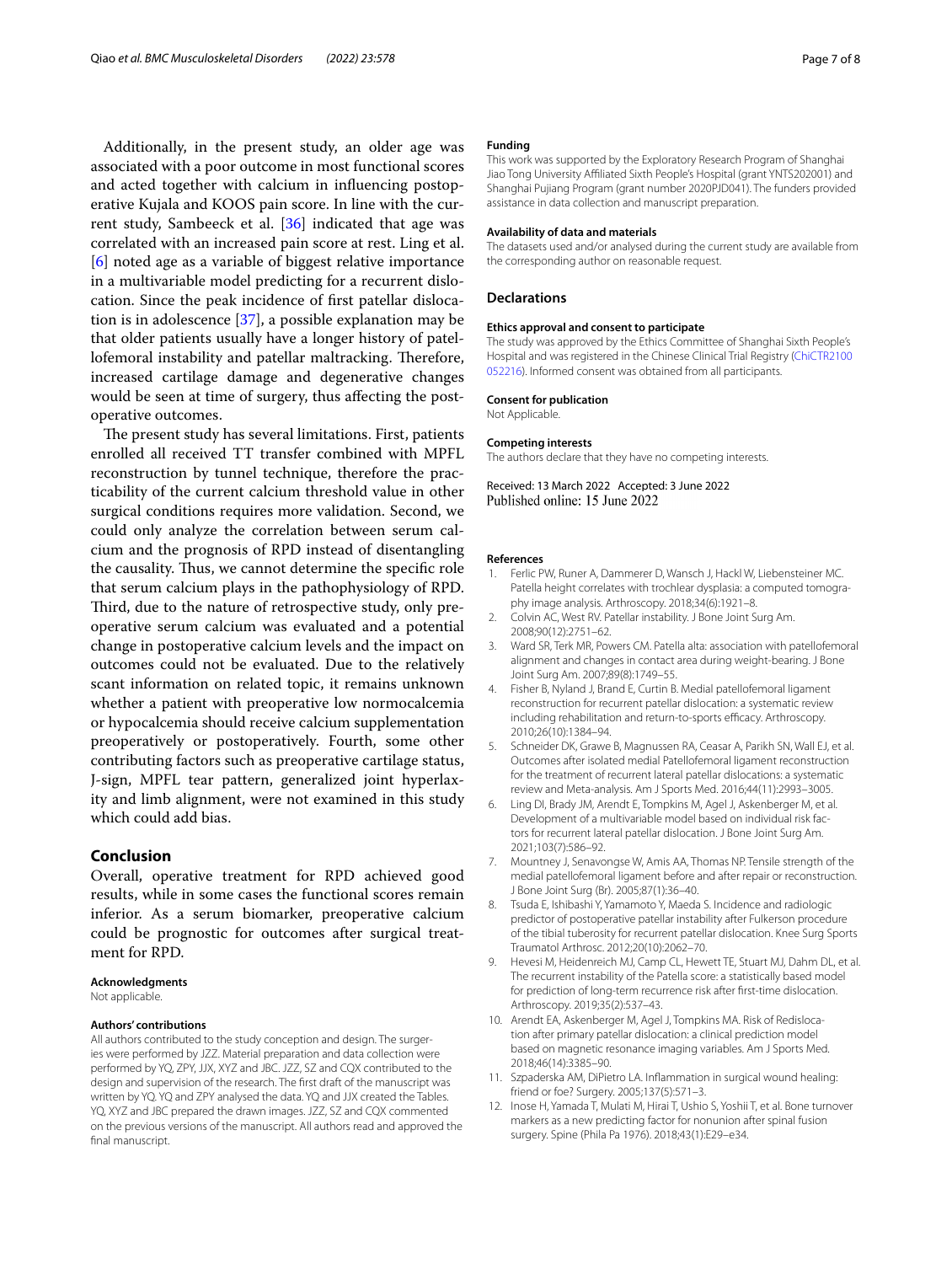Additionally, in the present study, an older age was associated with a poor outcome in most functional scores and acted together with calcium in influencing postoperative Kujala and KOOS pain score. In line with the current study, Sambeeck et al. [36] indicated that age was correlated with an increased pain score at rest. Ling et al. [6] noted age as a variable of biggest relative importance in a multivariable model predicting for a recurrent dislocation. Since the peak incidence of first patellar dislocation is in adolescence [37], a possible explanation may be that older patients usually have a longer history of patellofemoral instability and patellar maltracking. Therefore, increased cartilage damage and degenerative changes would be seen at time of surgery, thus affecting the postoperative outcomes.

The present study has several limitations. First, patients enrolled all received TT transfer combined with MPFL reconstruction by tunnel technique, therefore the practicability of the current calcium threshold value in other surgical conditions requires more validation. Second, we could only analyze the correlation between serum calcium and the prognosis of RPD instead of disentangling the causality. Thus, we cannot determine the specific role that serum calcium plays in the pathophysiology of RPD. Third, due to the nature of retrospective study, only preoperative serum calcium was evaluated and a potential change in postoperative calcium levels and the impact on outcomes could not be evaluated. Due to the relatively scant information on related topic, it remains unknown whether a patient with preoperative low normocalcemia or hypocalcemia should receive calcium supplementation preoperatively or postoperatively. Fourth, some other contributing factors such as preoperative cartilage status, J-sign, MPFL tear pattern, generalized joint hyperlaxity and limb alignment, were not examined in this study which could add bias.

## Conclusion

Overall, operative treatment for RPD achieved good results, while in some cases the functional scores remain inferior. As a serum biomarker, preoperative calcium could be prognostic for outcomes after surgical treatment for RPD.

#### Acknowledgments

Not applicable.

#### Authors' contributions

All authors contributed to the study conception and design. The surgeries were performed by JZZ. Material preparation and data collection were performed by YQ, ZPY, JJX, XYZ and JBC. JZZ, SZ and CQX contributed to the design and supervision of the research. The first draft of the manuscript was written by YQ. YQ and ZPY analysed the data. YQ and JJX created the Tables. YQ, XYZ and JBC prepared the drawn images. JZZ, SZ and CQX commented on the previous versions of the manuscript. All authors read and approved the final manuscript.

#### Funding

This work was supported by the Exploratory Research Program of Shanghai Jiao Tong University Affiliated Sixth People's Hospital (grant YNTS202001) and Shanghai Pujiang Program (grant number 2020PJD041). The funders provided assistance in data collection and manuscript preparation.

#### Availability of data and materials

The datasets used and/or analysed during the current study are available from the corresponding author on reasonable request.

### Declarations

#### Ethics approval and consent to participate

The study was approved by the Ethics Committee of Shanghai Sixth People's Hospital and was registered in the Chinese Clinical Trial Registry (ChiCTR2100052216). Informed consent was obtained from all participants.

#### Consent for publication

Not Applicable.

#### Competing interests

The authors declare that they have no competing interests.

Received: 13 March 2022 Accepted: 3 June 2022
Published online: 15 June 2022

#### References

1. Ferlic PW, Runer A, Dammerer D, Wansch J, Hackl W, Liebensteiner MC. Patella height correlates with trochlear dysplasia: a computed tomography image analysis. Arthroscopy. 2018;34(6):1921–8.
2. Colvin AC, West RV. Patellar instability. J Bone Joint Surg Am. 2008;90(12):2751–62.
3. Ward SR, Terk MR, Powers CM. Patella alta: association with patellofemoral alignment and changes in contact area during weight-bearing. J Bone Joint Surg Am. 2007;89(8):1749–55.
4. Fisher B, Nyland J, Brand E, Curtin B. Medial patellofemoral ligament reconstruction for recurrent patellar dislocation: a systematic review including rehabilitation and return-to-sports efficacy. Arthroscopy. 2010;26(10):1384–94.
5. Schneider DK, Grawe B, Magnussen RA, Ceasar A, Parikh SN, Wall EJ, et al. Outcomes after isolated medial Patellofemoral ligament reconstruction for the treatment of recurrent lateral patellar dislocations: a systematic review and Meta-analysis. Am J Sports Med. 2016;44(11):2993–3005.
6. Ling DI, Brady JM, Arendt E, Tompkins M, Agel J, Askenberger M, et al. Development of a multivariable model based on individual risk factors for recurrent lateral patellar dislocation. J Bone Joint Surg Am. 2021;103(7):586–92.
7. Mountney J, Senavongse W, Amis AA, Thomas NP. Tensile strength of the medial patellofemoral ligament before and after repair or reconstruction. J Bone Joint Surg (Br). 2005;87(1):36–40.
8. Tsuda E, Ishibashi Y, Yamamoto Y, Maeda S. Incidence and radiologic predictor of postoperative patellar instability after Fulkerson procedure of the tibial tuberosity for recurrent patellar dislocation. Knee Surg Sports Traumatol Arthrosc. 2012;20(10):2062–70.
9. Hevesi M, Heidenreich MJ, Camp CL, Hewett TE, Stuart MJ, Dahm DL, et al. The recurrent instability of the Patella score: a statistically based model for prediction of long-term recurrence risk after first-time dislocation. Arthroscopy. 2019;35(2):537–43.
10. Arendt EA, Askenberger M, Agel J, Tompkins MA. Risk of Redislocation after primary patellar dislocation: a clinical prediction model based on magnetic resonance imaging variables. Am J Sports Med. 2018;46(14):3385–90.
11. Szpaderska AM, DiPietro LA. Inflammation in surgical wound healing: friend or foe? Surgery. 2005;137(5):571–3.
12. Inose H, Yamada T, Mulati M, Hirai T, Ushio S, Yoshii T, et al. Bone turnover markers as a new predicting factor for nonunion after spinal fusion surgery. Spine (Phila Pa 1976). 2018;43(1):E29–e34.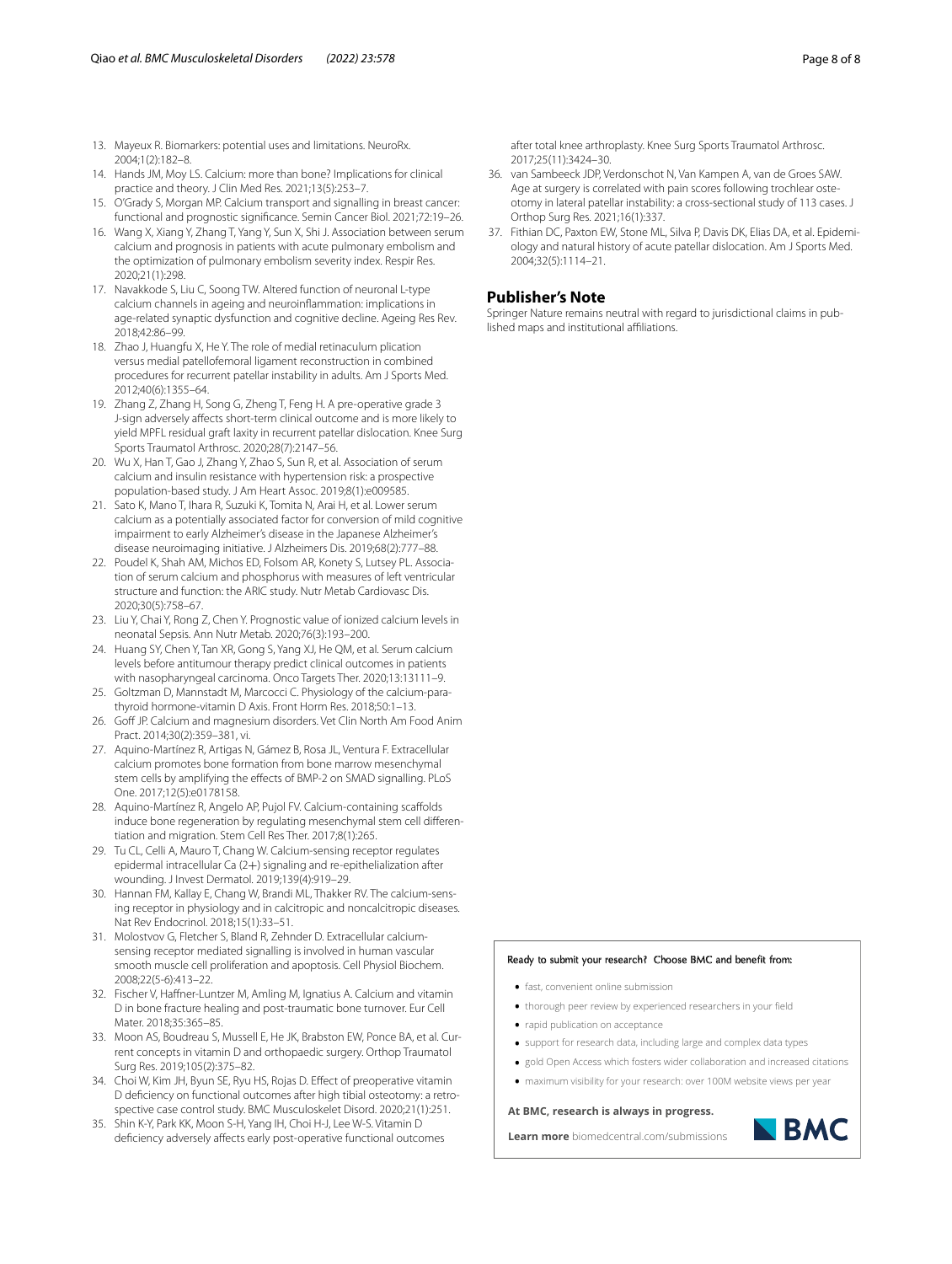13. Mayeux R. Biomarkers: potential uses and limitations. NeuroRx. 2004;1(2):182–8.
14. Hands JM, Moy LS. Calcium: more than bone? Implications for clinical practice and theory. J Clin Med Res. 2021;13(5):253–7.
15. O'Grady S, Morgan MP. Calcium transport and signalling in breast cancer: functional and prognostic significance. Semin Cancer Biol. 2021;72:19–26.
16. Wang X, Xiang Y, Zhang T, Yang Y, Sun X, Shi J. Association between serum calcium and prognosis in patients with acute pulmonary embolism and the optimization of pulmonary embolism severity index. Respir Res. 2020;21(1):298.
17. Navakkode S, Liu C, Soong TW. Altered function of neuronal L-type calcium channels in ageing and neuroinflammation: implications in age-related synaptic dysfunction and cognitive decline. Ageing Res Rev. 2018;42:86–99.
18. Zhao J, Huangfu X, He Y. The role of medial retinaculum plication versus medial patellofemoral ligament reconstruction in combined procedures for recurrent patellar instability in adults. Am J Sports Med. 2012;40(6):1355–64.
19. Zhang Z, Zhang H, Song G, Zheng T, Feng H. A pre-operative grade 3 J-sign adversely affects short-term clinical outcome and is more likely to yield MPFL residual graft laxity in recurrent patellar dislocation. Knee Surg Sports Traumatol Arthrosc. 2020;28(7):2147–56.
20. Wu X, Han T, Gao J, Zhang Y, Zhao S, Sun R, et al. Association of serum calcium and insulin resistance with hypertension risk: a prospective population-based study. J Am Heart Assoc. 2019;8(1):e009585.
21. Sato K, Mano T, Ihara R, Suzuki K, Tomita N, Arai H, et al. Lower serum calcium as a potentially associated factor for conversion of mild cognitive impairment to early Alzheimer's disease in the Japanese Alzheimer's disease neuroimaging initiative. J Alzheimers Dis. 2019;68(2):777–88.
22. Poudel K, Shah AM, Michos ED, Folsom AR, Konety S, Lutsey PL. Association of serum calcium and phosphorus with measures of left ventricular structure and function: the ARIC study. Nutr Metab Cardiovasc Dis. 2020;30(5):758–67.
23. Liu Y, Chai Y, Rong Z, Chen Y. Prognostic value of ionized calcium levels in neonatal Sepsis. Ann Nutr Metab. 2020;76(3):193–200.
24. Huang SY, Chen Y, Tan XR, Gong S, Yang XJ, He QM, et al. Serum calcium levels before antitumour therapy predict clinical outcomes in patients with nasopharyngeal carcinoma. Onco Targets Ther. 2020;13:13111–9.
25. Goltzman D, Mannstadt M, Marcocci C. Physiology of the calcium-parathyroid hormone-vitamin D Axis. Front Horm Res. 2018;50:1–13.
26. Goff JP. Calcium and magnesium disorders. Vet Clin North Am Food Anim Pract. 2014;30(2):359–381, vi.
27. Aquino-Martínez R, Artigas N, Gámez B, Rosa JL, Ventura F. Extracellular calcium promotes bone formation from bone marrow mesenchymal stem cells by amplifying the effects of BMP-2 on SMAD signalling. PLoS One. 2017;12(5):e0178158.
28. Aquino-Martínez R, Angelo AP, Pujol FV. Calcium-containing scaffolds induce bone regeneration by regulating mesenchymal stem cell differentiation and migration. Stem Cell Res Ther. 2017;8(1):265.
29. Tu CL, Celli A, Mauro T, Chang W. Calcium-sensing receptor regulates epidermal intracellular Ca (2+) signaling and re-epithelialization after wounding. J Invest Dermatol. 2019;139(4):919–29.
30. Hannan FM, Kallay E, Chang W, Brandi ML, Thakker RV. The calcium-sensing receptor in physiology and in calcitropic and noncalcitropic diseases. Nat Rev Endocrinol. 2018;15(1):33–51.
31. Molostvov G, Fletcher S, Bland R, Zehnder D. Extracellular calcium-sensing receptor mediated signalling is involved in human vascular smooth muscle cell proliferation and apoptosis. Cell Physiol Biochem. 2008;22(5-6):413–22.
32. Fischer V, Haffner-Luntzer M, Amling M, Ignatius A. Calcium and vitamin D in bone fracture healing and post-traumatic bone turnover. Eur Cell Mater. 2018;35:365–85.
33. Moon AS, Boudreau S, Mussell E, He JK, Brabston EW, Ponce BA, et al. Current concepts in vitamin D and orthopaedic surgery. Orthop Traumatol Surg Res. 2019;105(2):375–82.
34. Choi W, Kim JH, Byun SE, Ryu HS, Rojas D. Effect of preoperative vitamin D deficiency on functional outcomes after high tibial osteotomy: a retrospective case control study. BMC Musculoskelet Disord. 2020;21(1):251.
35. Shin K-Y, Park KK, Moon S-H, Yang IH, Choi H-J, Lee W-S. Vitamin D deficiency adversely affects early post-operative functional outcomes after total knee arthroplasty. Knee Surg Sports Traumatol Arthrosc. 2017;25(11):3424–30.
36. van Sambeeck JDP, Verdonschot N, Van Kampen A, van de Groes SAW. Age at surgery is correlated with pain scores following trochlear osteotomy in lateral patellar instability: a cross-sectional study of 113 cases. J Orthop Surg Res. 2021;16(1):337.
37. Fithian DC, Paxton EW, Stone ML, Silva P, Davis DK, Elias DA, et al. Epidemiology and natural history of acute patellar dislocation. Am J Sports Med. 2004;32(5):1114–21.

## Publisher's Note

Springer Nature remains neutral with regard to jurisdictional claims in published maps and institutional affiliations.

Ready to submit your research? Choose BMC and benefit from:

- fast, convenient online submission
- thorough peer review by experienced researchers in your field
- rapid publication on acceptance
- support for research data, including large and complex data types
- gold Open Access which fosters wider collaboration and increased citations
- maximum visibility for your research: over 100M website views per year

**At BMC, research is always in progress.**

**Learn more** biomedcentral.com/submissions